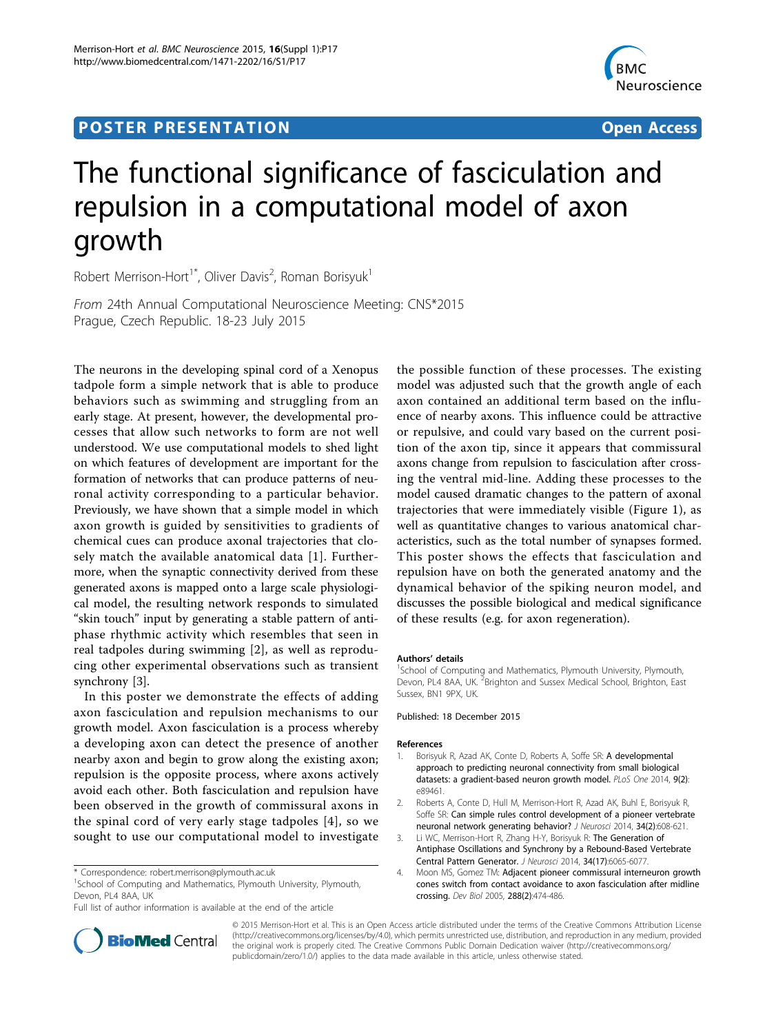POSTER PRESENTATION | Open Access

# The functional significance of fasciculation and repulsion in a computational model of axon growth

Robert Merrison-Hort[1*], Oliver Davis[2], Roman Borisyuk[1]

*From* 24th Annual Computational Neuroscience Meeting: CNS*2015
Prague, Czech Republic. 18-23 July 2015

The neurons in the developing spinal cord of a Xenopus tadpole form a simple network that is able to produce behaviors such as swimming and struggling from an early stage. At present, however, the developmental processes that allow such networks to form are not well understood. We use computational models to shed light on which features of development are important for the formation of networks that can produce patterns of neuronal activity corresponding to a particular behavior. Previously, we have shown that a simple model in which axon growth is guided by sensitivities to gradients of chemical cues can produce axonal trajectories that closely match the available anatomical data [1]. Furthermore, when the synaptic connectivity derived from these generated axons is mapped onto a large scale physiological model, the resulting network responds to simulated "skin touch" input by generating a stable pattern of anti-phase rhythmic activity which resembles that seen in real tadpoles during swimming [2], as well as reproducing other experimental observations such as transient synchrony [3].

In this poster we demonstrate the effects of adding axon fasciculation and repulsion mechanisms to our growth model. Axon fasciculation is a process whereby a developing axon can detect the presence of another nearby axon and begin to grow along the existing axon; repulsion is the opposite process, where axons actively avoid each other. Both fasciculation and repulsion have been observed in the growth of commissural axons in the spinal cord of very early stage tadpoles [4], so we sought to use our computational model to investigate the possible function of these processes. The existing model was adjusted such that the growth angle of each axon contained an additional term based on the influence of nearby axons. This influence could be attractive or repulsive, and could vary based on the current position of the axon tip, since it appears that commissural axons change from repulsion to fasciculation after crossing the ventral mid-line. Adding these processes to the model caused dramatic changes to the pattern of axonal trajectories that were immediately visible (Figure 1), as well as quantitative changes to various anatomical characteristics, such as the total number of synapses formed. This poster shows the effects that fasciculation and repulsion have on both the generated anatomy and the dynamical behavior of the spiking neuron model, and discusses the possible biological and medical significance of these results (e.g. for axon regeneration).

\* Correspondence: robert.merrison@plymouth.ac.uk
[1]School of Computing and Mathematics, Plymouth University, Plymouth, Devon, PL4 8AA, UK
Full list of author information is available at the end of the article

## Authors' details

[1]School of Computing and Mathematics, Plymouth University, Plymouth, Devon, PL4 8AA, UK. [2]Brighton and Sussex Medical School, Brighton, East Sussex, BN1 9PX, UK.

Published: 18 December 2015

## References

1. Borisyuk R, Azad AK, Conte D, Roberts A, Soffe SR: A developmental approach to predicting neuronal connectivity from small biological datasets: a gradient-based neuron growth model. *PLoS One* 2014, **9(2)**: e89461.
2. Roberts A, Conte D, Hull M, Merrison-Hort R, Azad AK, Buhl E, Borisyuk R, Soffe SR: Can simple rules control development of a pioneer vertebrate neuronal network generating behavior? *J Neurosci* 2014, **34(2)**:608-621.
3. Li WC, Merrison-Hort R, Zhang H-Y, Borisyuk R: The Generation of Antiphase Oscillations and Synchrony by a Rebound-Based Vertebrate Central Pattern Generator. *J Neurosci* 2014, **34(17)**:6065-6077.
4. Moon MS, Gomez TM: Adjacent pioneer commissural interneuron growth cones switch from contact avoidance to axon fasciculation after midline crossing. *Dev Biol* 2005, **288(2)**:474-486.

© 2015 Merrison-Hort et al. This is an Open Access article distributed under the terms of the Creative Commons Attribution License (http://creativecommons.org/licenses/by/4.0), which permits unrestricted use, distribution, and reproduction in any medium, provided the original work is properly cited. The Creative Commons Public Domain Dedication waiver (http://creativecommons.org/publicdomain/zero/1.0/) applies to the data made available in this article, unless otherwise stated.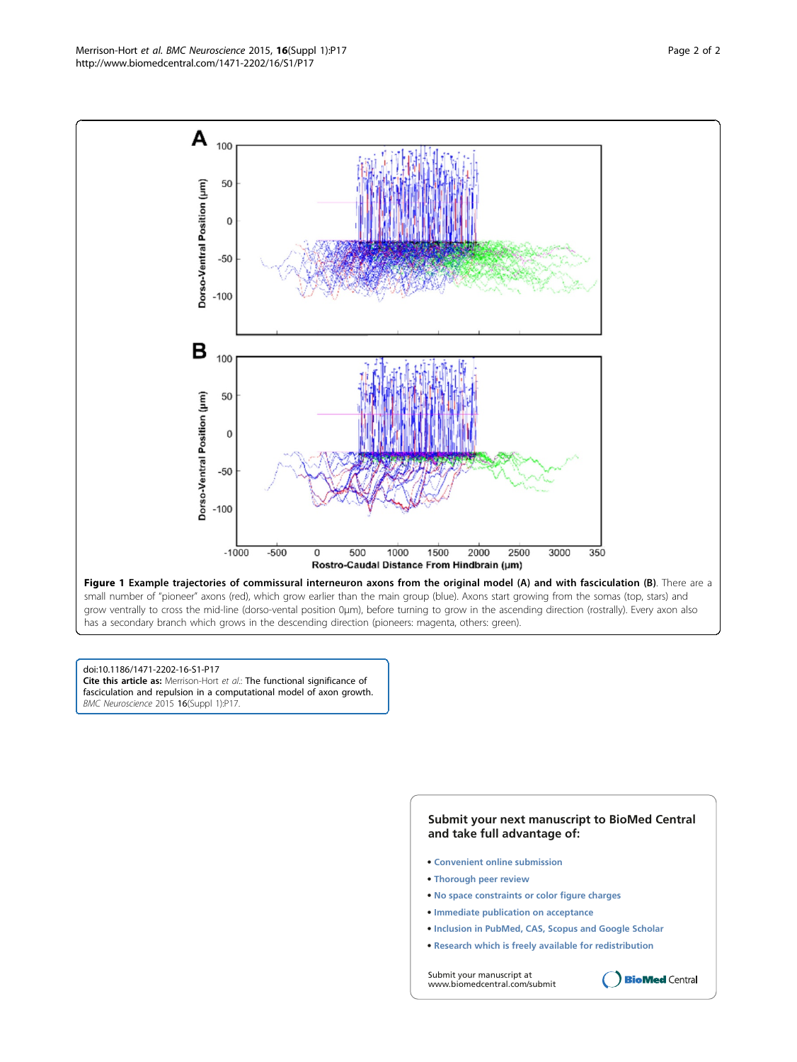A

100

50

0

-50

-100

Dorso-Ventral Position (μm)

B

100

50

0

-50

-100

Dorso-Ventral Position (μm)

-1000 -500 0 500 1000 1500 2000 2500 3000 350

Rostro-Caudal Distance From Hindbrain (μm)

**Figure 1 Example trajectories of commissural interneuron axons from the original model (A) and with fasciculation (B)**. There are a small number of "pioneer" axons (red), which grow earlier than the main group (blue). Axons start growing from the somas (top, stars) and grow ventrally to cross the mid-line (dorso-vental position 0μm), before turning to grow in the ascending direction (rostrally). Every axon also has a secondary branch which grows in the descending direction (pioneers: magenta, others: green).

doi:10.1186/1471-2202-16-S1-P17

**Cite this article as:** Merrison-Hort *et al.*: The functional significance of fasciculation and repulsion in a computational model of axon growth. *BMC Neuroscience* 2015 **16**(Suppl 1):P17.

**Submit your next manuscript to BioMed Central and take full advantage of:**

- Convenient online submission
- Thorough peer review
- No space constraints or color figure charges
- Immediate publication on acceptance
- Inclusion in PubMed, CAS, Scopus and Google Scholar
- Research which is freely available for redistribution

Submit your manuscript at www.biomedcentral.com/submit

BioMed Central